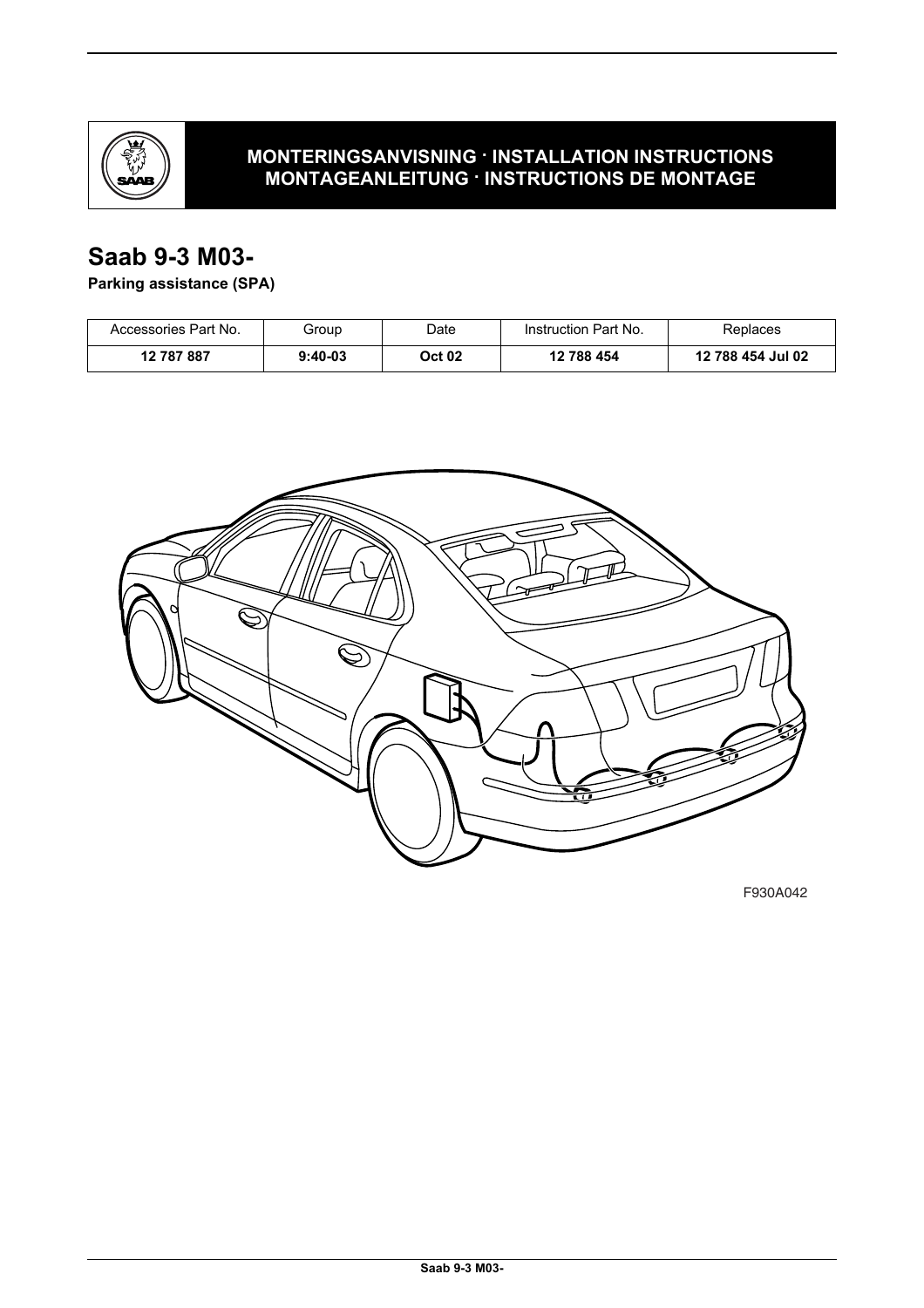**MONTERINGSANVISNING · INSTALLATION INSTRUCTIONS**
**MONTAGEANLEITUNG · INSTRUCTIONS DE MONTAGE**

# Saab 9-3 M03-

**Parking assistance (SPA)**

| Accessories Part No. | Group | Date | Instruction Part No. | Replaces |
|---|---|---|---|---|
| **12 787 887** | **9:40-03** | **Oct 02** | **12 788 454** | **12 788 454 Jul 02** |

F930A042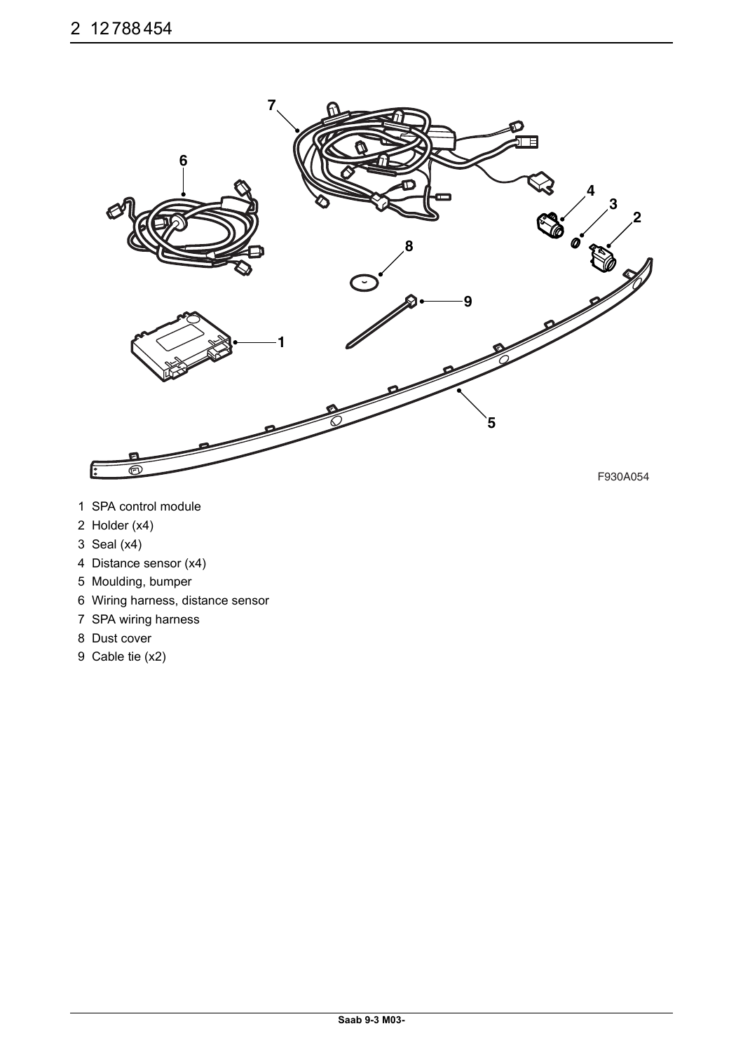F930A054

1 SPA control module
2 Holder (x4)
3 Seal (x4)
4 Distance sensor (x4)
5 Moulding, bumper
6 Wiring harness, distance sensor
7 SPA wiring harness
8 Dust cover
9 Cable tie (x2)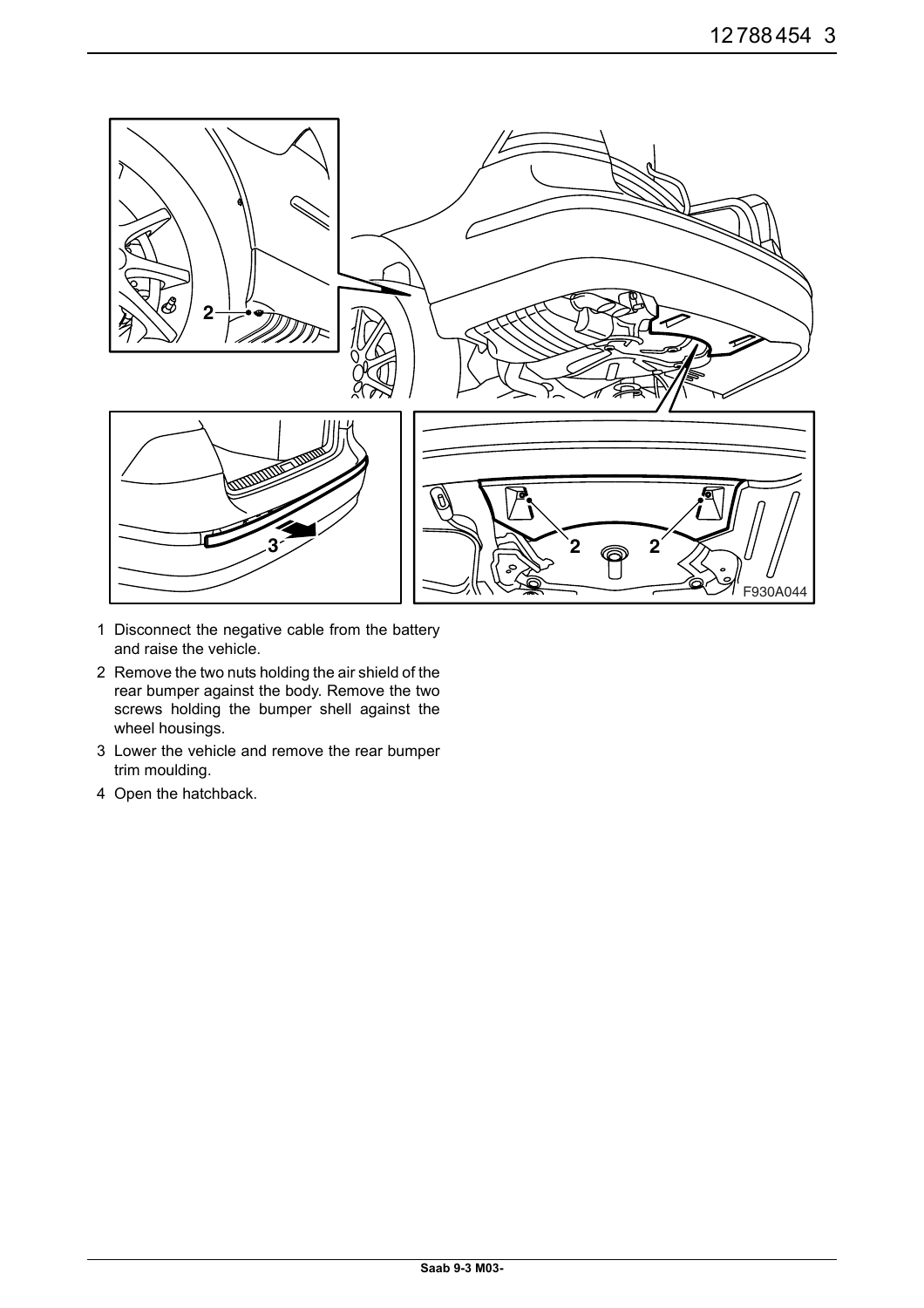1. Disconnect the negative cable from the battery and raise the vehicle.
2. Remove the two nuts holding the air shield of the rear bumper against the body. Remove the two screws holding the bumper shell against the wheel housings.
3. Lower the vehicle and remove the rear bumper trim moulding.
4. Open the hatchback.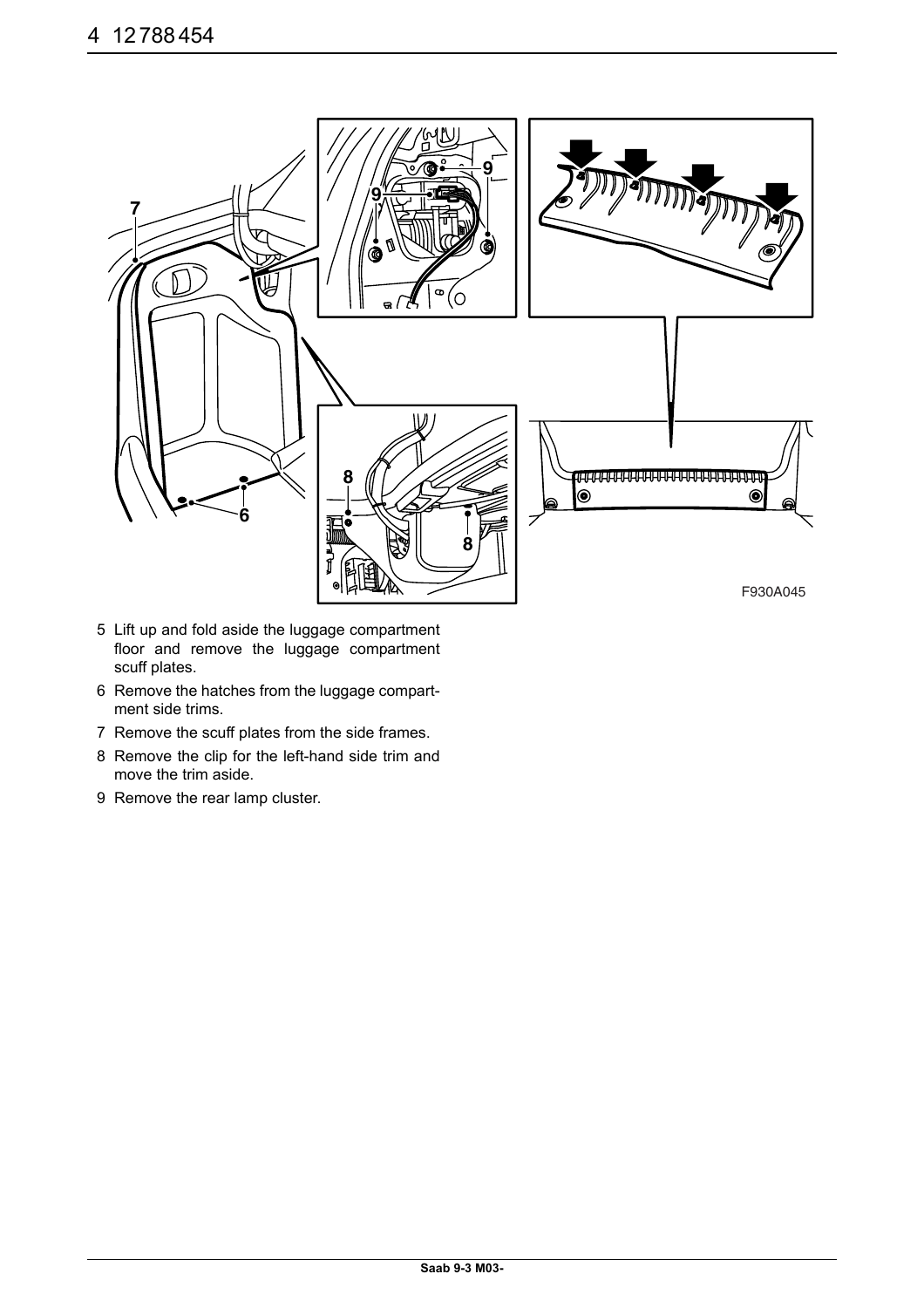F930A045

5 Lift up and fold aside the luggage compartment floor and remove the luggage compartment scuff plates.
6 Remove the hatches from the luggage compartment side trims.
7 Remove the scuff plates from the side frames.
8 Remove the clip for the left-hand side trim and move the trim aside.
9 Remove the rear lamp cluster.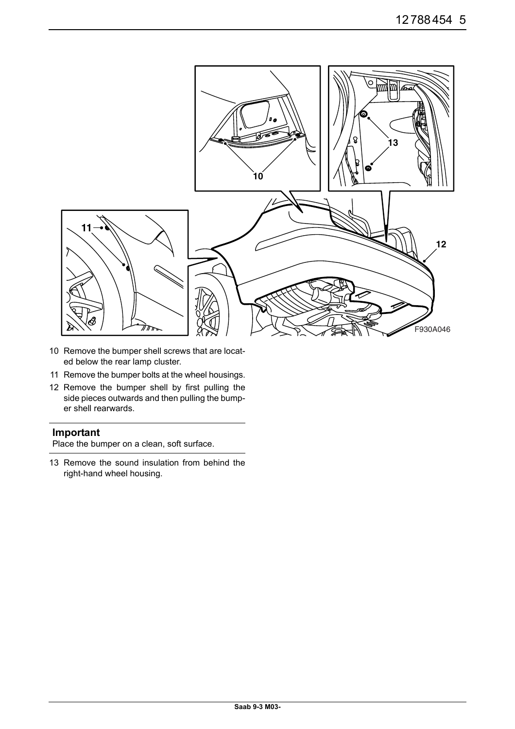F930A046

10 Remove the bumper shell screws that are located below the rear lamp cluster.
11 Remove the bumper bolts at the wheel housings.
12 Remove the bumper shell by first pulling the side pieces outwards and then pulling the bumper shell rearwards.

## Important

Place the bumper on a clean, soft surface.

13 Remove the sound insulation from behind the right-hand wheel housing.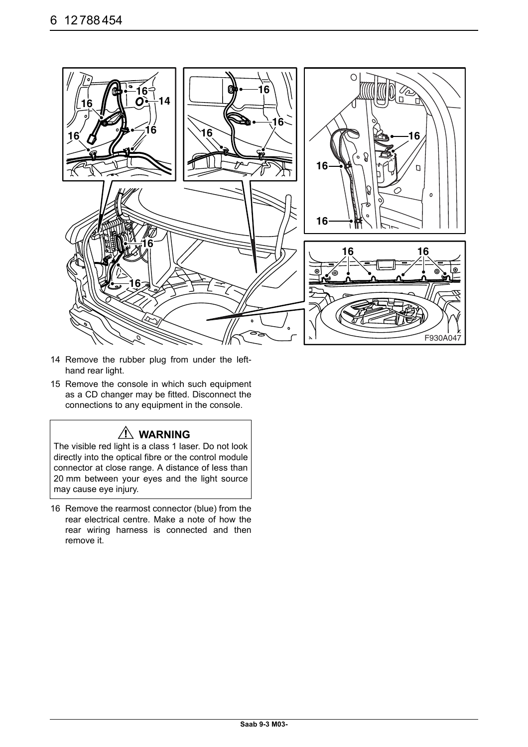F930A047

14 Remove the rubber plug from under the left-hand rear light.

15 Remove the console in which such equipment as a CD changer may be fitted. Disconnect the connections to any equipment in the console.

> ⚠ **WARNING**
>
> The visible red light is a class 1 laser. Do not look directly into the optical fibre or the control module connector at close range. A distance of less than 20 mm between your eyes and the light source may cause eye injury.

16 Remove the rearmost connector (blue) from the rear electrical centre. Make a note of how the rear wiring harness is connected and then remove it.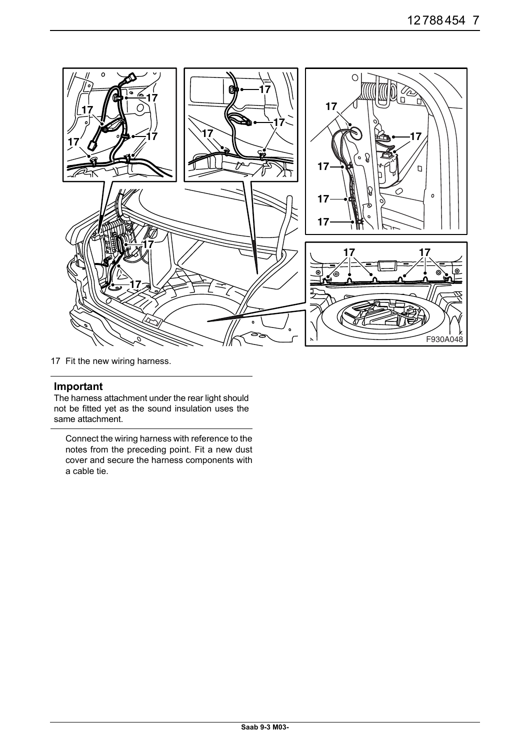17 Fit the new wiring harness.

**Important**

The harness attachment under the rear light should not be fitted yet as the sound insulation uses the same attachment.

Connect the wiring harness with reference to the notes from the preceding point. Fit a new dust cover and secure the harness components with a cable tie.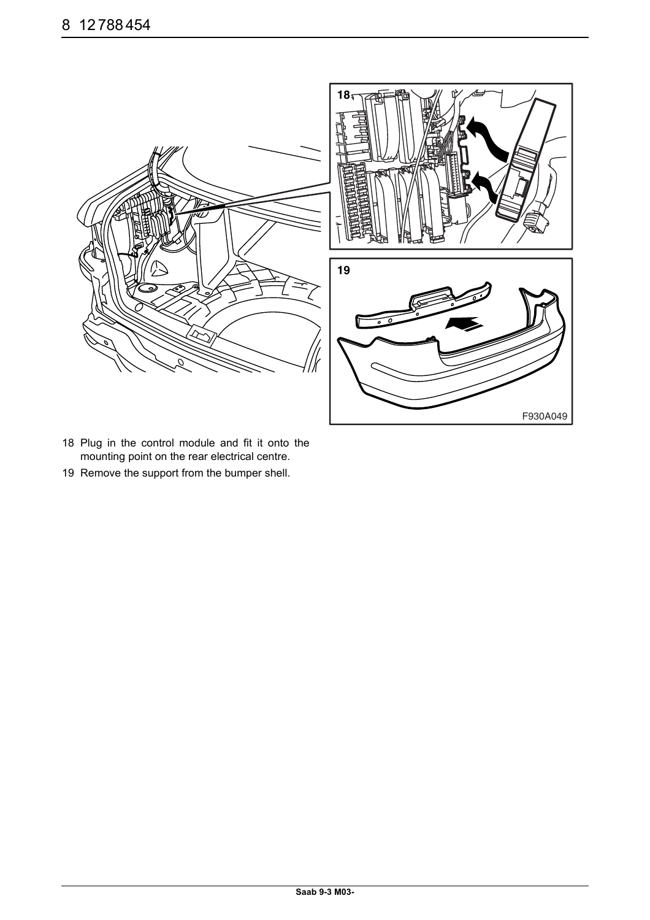18 Plug in the control module and fit it onto the mounting point on the rear electrical centre.

19 Remove the support from the bumper shell.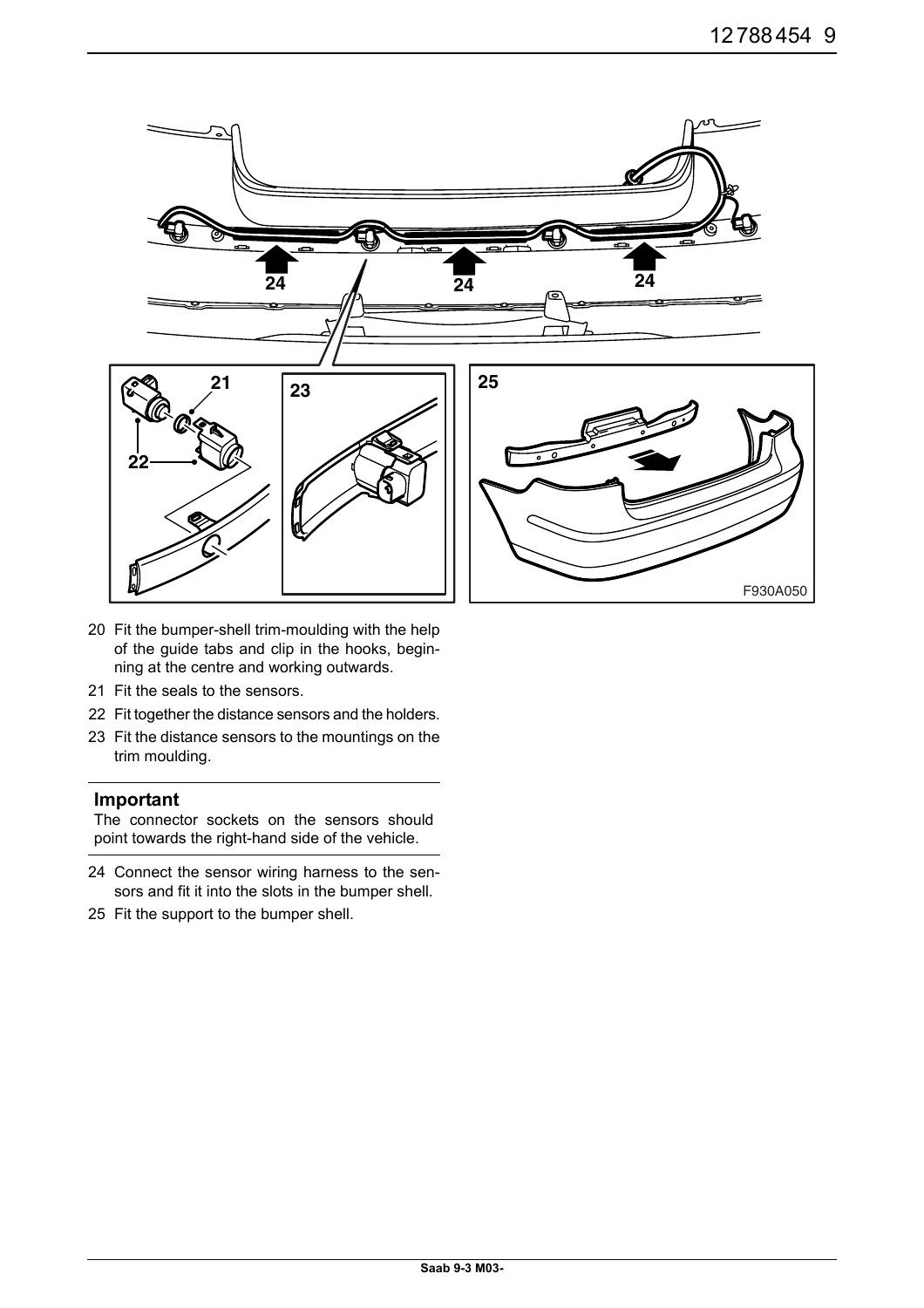20 Fit the bumper-shell trim-moulding with the help of the guide tabs and clip in the hooks, beginning at the centre and working outwards.

21 Fit the seals to the sensors.

22 Fit together the distance sensors and the holders.

23 Fit the distance sensors to the mountings on the trim moulding.

**Important**

The connector sockets on the sensors should point towards the right-hand side of the vehicle.

24 Connect the sensor wiring harness to the sensors and fit it into the slots in the bumper shell.

25 Fit the support to the bumper shell.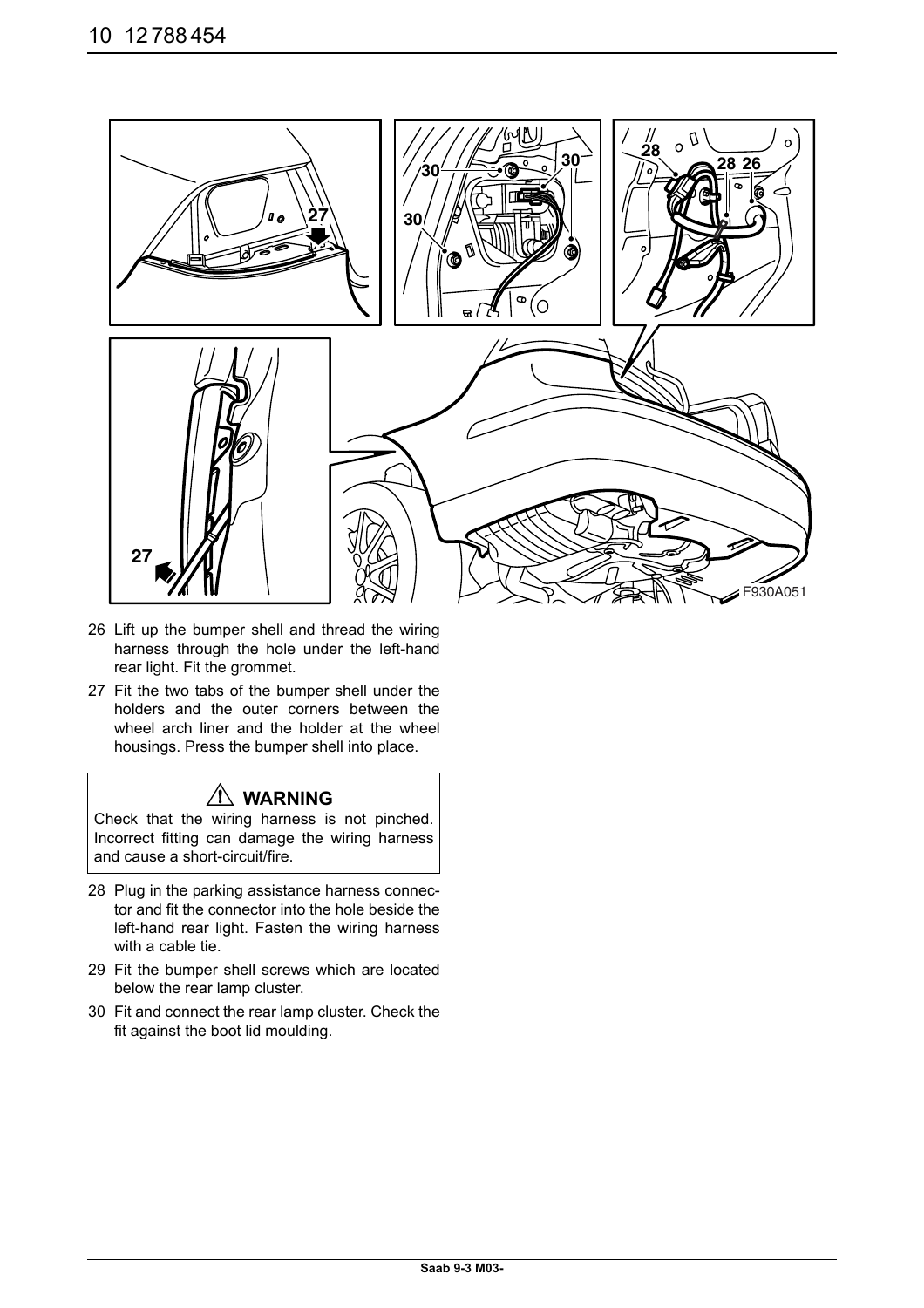26 Lift up the bumper shell and thread the wiring harness through the hole under the left-hand rear light. Fit the grommet.

27 Fit the two tabs of the bumper shell under the holders and the outer corners between the wheel arch liner and the holder at the wheel housings. Press the bumper shell into place.

> ⚠ **WARNING**
>
> Check that the wiring harness is not pinched. Incorrect fitting can damage the wiring harness and cause a short-circuit/fire.

28 Plug in the parking assistance harness connector and fit the connector into the hole beside the left-hand rear light. Fasten the wiring harness with a cable tie.

29 Fit the bumper shell screws which are located below the rear lamp cluster.

30 Fit and connect the rear lamp cluster. Check the fit against the boot lid moulding.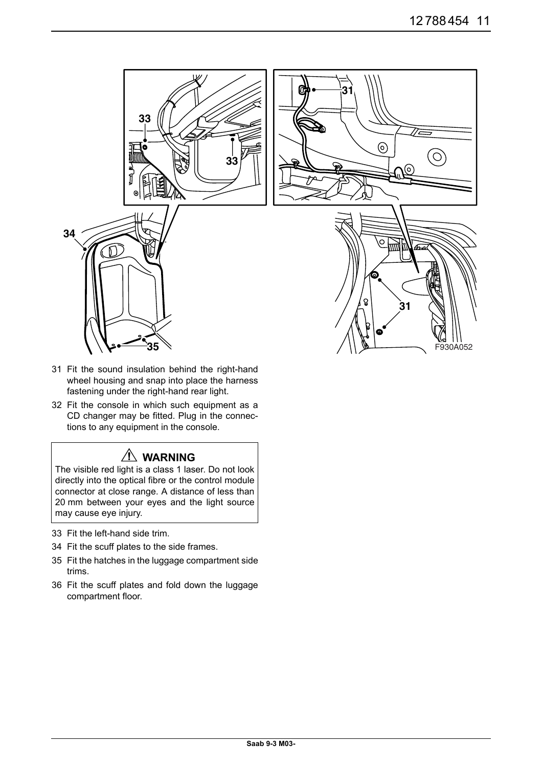31 Fit the sound insulation behind the right-hand wheel housing and snap into place the harness fastening under the right-hand rear light.

32 Fit the console in which such equipment as a CD changer may be fitted. Plug in the connections to any equipment in the console.

> ⚠ **WARNING**
>
> The visible red light is a class 1 laser. Do not look directly into the optical fibre or the control module connector at close range. A distance of less than 20 mm between your eyes and the light source may cause eye injury.

33 Fit the left-hand side trim.

34 Fit the scuff plates to the side frames.

35 Fit the hatches in the luggage compartment side trims.

36 Fit the scuff plates and fold down the luggage compartment floor.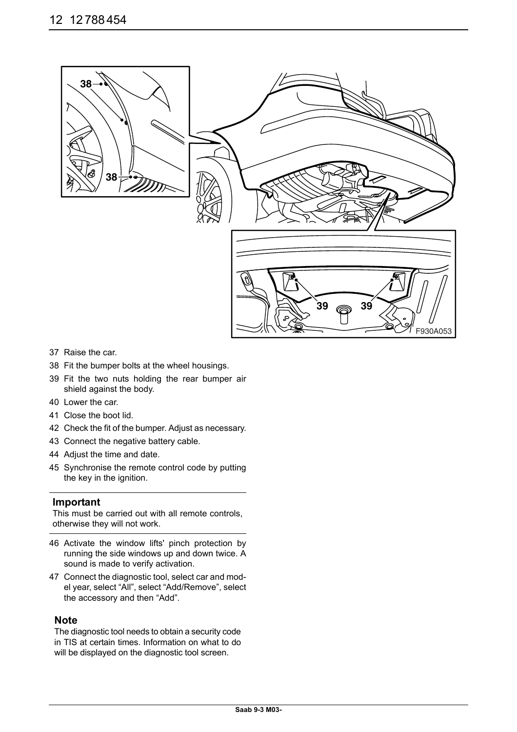37 Raise the car.
38 Fit the bumper bolts at the wheel housings.
39 Fit the two nuts holding the rear bumper air shield against the body.
40 Lower the car.
41 Close the boot lid.
42 Check the fit of the bumper. Adjust as necessary.
43 Connect the negative battery cable.
44 Adjust the time and date.
45 Synchronise the remote control code by putting the key in the ignition.

### Important

This must be carried out with all remote controls, otherwise they will not work.

46 Activate the window lifts' pinch protection by running the side windows up and down twice. A sound is made to verify activation.
47 Connect the diagnostic tool, select car and model year, select "All", select "Add/Remove", select the accessory and then "Add".

### Note

The diagnostic tool needs to obtain a security code in TIS at certain times. Information on what to do will be displayed on the diagnostic tool screen.